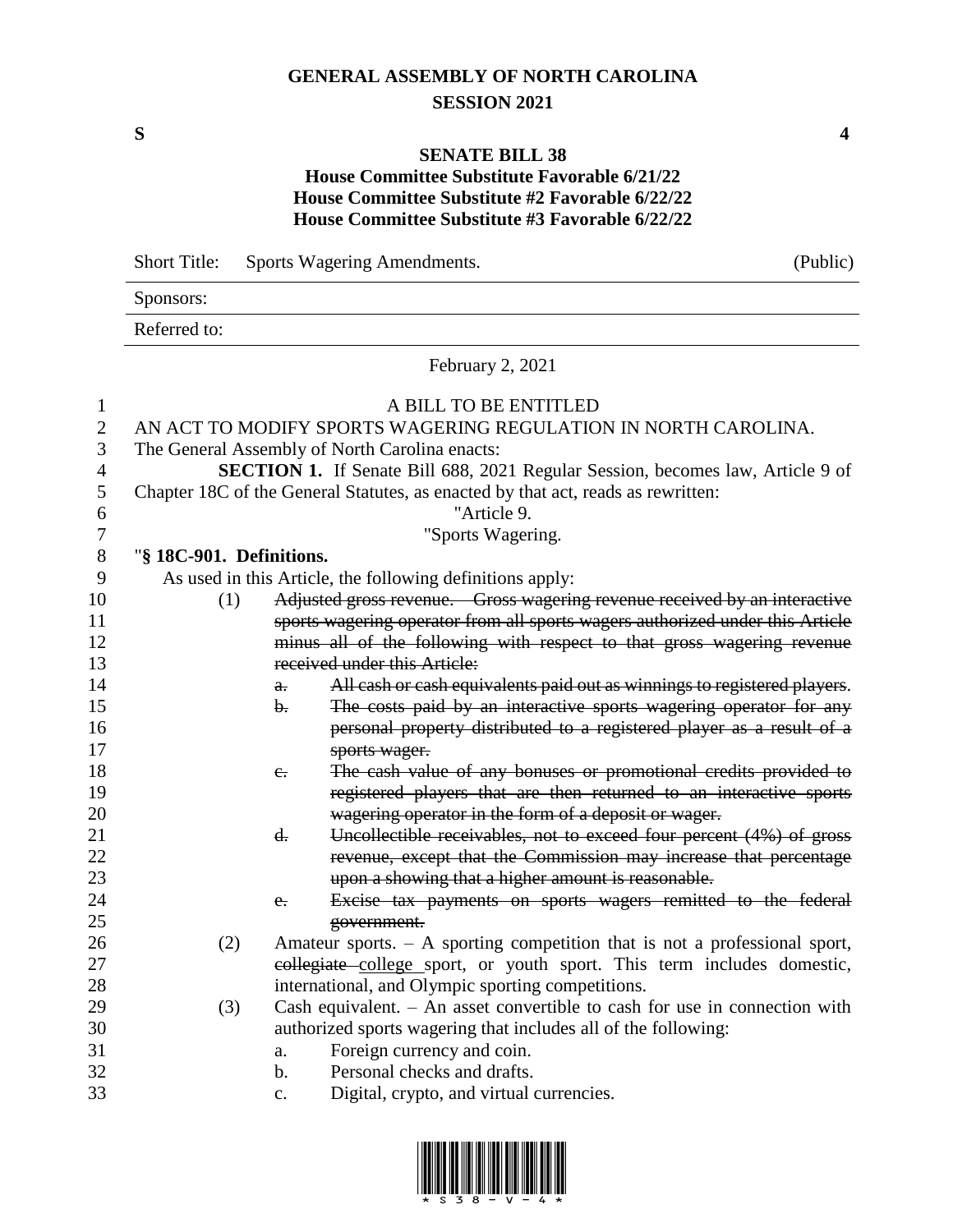# GENERAL ASSEMBLY OF NORTH CAROLINA
## SESSION 2021

**S** **4**

**SENATE BILL 38**
**House Committee Substitute Favorable 6/21/22**
**House Committee Substitute #2 Favorable 6/22/22**
**House Committee Substitute #3 Favorable 6/22/22**

Short Title: Sports Wagering Amendments. (Public)

Sponsors:

Referred to:

February 2, 2021

A BILL TO BE ENTITLED

AN ACT TO MODIFY SPORTS WAGERING REGULATION IN NORTH CAROLINA.

The General Assembly of North Carolina enacts:

**SECTION 1.** If Senate Bill 688, 2021 Regular Session, becomes law, Article 9 of Chapter 18C of the General Statutes, as enacted by that act, reads as rewritten:

"Article 9.

"Sports Wagering.

"**§ 18C-901. Definitions.**

As used in this Article, the following definitions apply:

(1) ~~Adjusted gross revenue. – Gross wagering revenue received by an interactive sports wagering operator from all sports wagers authorized under this Article minus all of the following with respect to that gross wagering revenue received under this Article:~~
   - ~~a. All cash or cash equivalents paid out as winnings to registered players.~~
   - ~~b. The costs paid by an interactive sports wagering operator for any personal property distributed to a registered player as a result of a sports wager.~~
   - ~~c. The cash value of any bonuses or promotional credits provided to registered players that are then returned to an interactive sports wagering operator in the form of a deposit or wager.~~
   - ~~d. Uncollectible receivables, not to exceed four percent (4%) of gross revenue, except that the Commission may increase that percentage upon a showing that a higher amount is reasonable.~~
   - ~~e. Excise tax payments on sports wagers remitted to the federal government.~~

(2) Amateur sports. – A sporting competition that is not a professional sport, ~~collegiate~~ college sport, or youth sport. This term includes domestic, international, and Olympic sporting competitions.

(3) Cash equivalent. – An asset convertible to cash for use in connection with authorized sports wagering that includes all of the following:
   - a. Foreign currency and coin.
   - b. Personal checks and drafts.
   - c. Digital, crypto, and virtual currencies.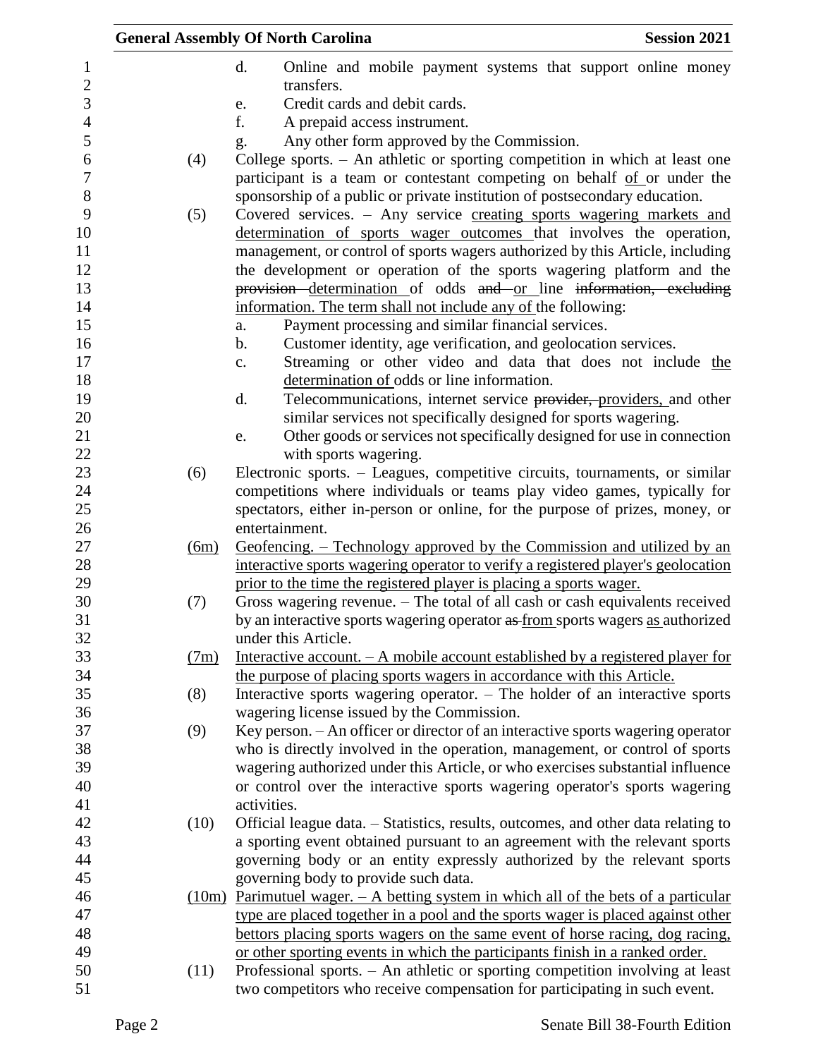d. Online and mobile payment systems that support online money transfers.

e. Credit cards and debit cards.

f. A prepaid access instrument.

g. Any other form approved by the Commission.

(4) College sports. – An athletic or sporting competition in which at least one participant is a team or contestant competing on behalf of or under the sponsorship of a public or private institution of postsecondary education.

(5) Covered services. – Any service creating sports wagering markets and determination of sports wager outcomes that involves the operation, management, or control of sports wagers authorized by this Article, including the development or operation of the sports wagering platform and the ~~provision~~ determination of odds ~~and~~ or line ~~information, excluding~~ information. The term shall not include any of the following:

a. Payment processing and similar financial services.

b. Customer identity, age verification, and geolocation services.

c. Streaming or other video and data that does not include the determination of odds or line information.

d. Telecommunications, internet service ~~provider,~~ providers, and other similar services not specifically designed for sports wagering.

e. Other goods or services not specifically designed for use in connection with sports wagering.

(6) Electronic sports. – Leagues, competitive circuits, tournaments, or similar competitions where individuals or teams play video games, typically for spectators, either in-person or online, for the purpose of prizes, money, or entertainment.

(6m) Geofencing. – Technology approved by the Commission and utilized by an interactive sports wagering operator to verify a registered player's geolocation prior to the time the registered player is placing a sports wager.

(7) Gross wagering revenue. – The total of all cash or cash equivalents received by an interactive sports wagering operator ~~as~~ from sports wagers as authorized under this Article.

(7m) Interactive account. – A mobile account established by a registered player for the purpose of placing sports wagers in accordance with this Article.

(8) Interactive sports wagering operator. – The holder of an interactive sports wagering license issued by the Commission.

(9) Key person. – An officer or director of an interactive sports wagering operator who is directly involved in the operation, management, or control of sports wagering authorized under this Article, or who exercises substantial influence or control over the interactive sports wagering operator's sports wagering activities.

(10) Official league data. – Statistics, results, outcomes, and other data relating to a sporting event obtained pursuant to an agreement with the relevant sports governing body or an entity expressly authorized by the relevant sports governing body to provide such data.

(10m) Parimutuel wager. – A betting system in which all of the bets of a particular type are placed together in a pool and the sports wager is placed against other bettors placing sports wagers on the same event of horse racing, dog racing, or other sporting events in which the participants finish in a ranked order.

(11) Professional sports. – An athletic or sporting competition involving at least two competitors who receive compensation for participating in such event.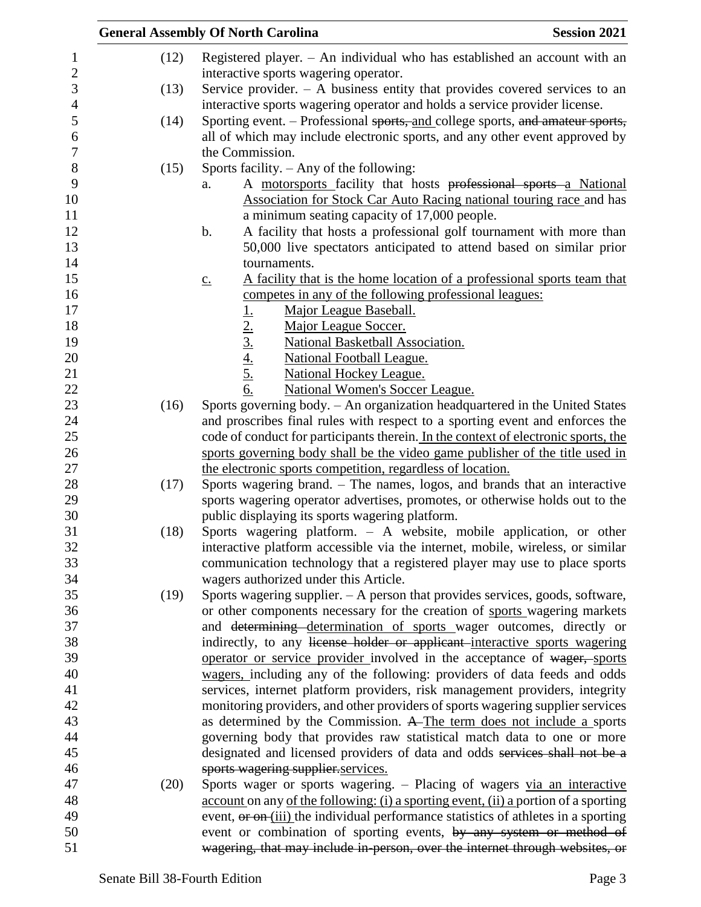(12) Registered player. – An individual who has established an account with an interactive sports wagering operator.

(13) Service provider. – A business entity that provides covered services to an interactive sports wagering operator and holds a service provider license.

(14) Sporting event. – Professional ~~sports,~~ and college sports, ~~and amateur sports,~~ all of which may include electronic sports, and any other event approved by the Commission.

(15) Sports facility. – Any of the following:

a. A motorsports facility that hosts ~~professional sports~~ a National Association for Stock Car Auto Racing national touring race and has a minimum seating capacity of 17,000 people.

b. A facility that hosts a professional golf tournament with more than 50,000 live spectators anticipated to attend based on similar prior tournaments.

c. A facility that is the home location of a professional sports team that competes in any of the following professional leagues:

1. Major League Baseball.
2. Major League Soccer.
3. National Basketball Association.
4. National Football League.
5. National Hockey League.
6. National Women's Soccer League.

(16) Sports governing body. – An organization headquartered in the United States and proscribes final rules with respect to a sporting event and enforces the code of conduct for participants therein. In the context of electronic sports, the sports governing body shall be the video game publisher of the title used in the electronic sports competition, regardless of location.

(17) Sports wagering brand. – The names, logos, and brands that an interactive sports wagering operator advertises, promotes, or otherwise holds out to the public displaying its sports wagering platform.

(18) Sports wagering platform. – A website, mobile application, or other interactive platform accessible via the internet, mobile, wireless, or similar communication technology that a registered player may use to place sports wagers authorized under this Article.

(19) Sports wagering supplier. – A person that provides services, goods, software, or other components necessary for the creation of sports wagering markets and ~~determining~~ determination of sports wager outcomes, directly or indirectly, to any ~~license holder or applicant~~ interactive sports wagering operator or service provider involved in the acceptance of ~~wager,~~ sports wagers, including any of the following: providers of data feeds and odds services, internet platform providers, risk management providers, integrity monitoring providers, and other providers of sports wagering supplier services as determined by the Commission. ~~A~~ The term does not include a sports governing body that provides raw statistical match data to one or more designated and licensed providers of data and odds ~~services shall not be a sports wagering supplier.~~services.

(20) Sports wager or sports wagering. – Placing of wagers via an interactive account on any of the following: (i) a sporting event, (ii) a portion of a sporting event, ~~or on~~ (iii) the individual performance statistics of athletes in a sporting event or combination of sporting events, ~~by any system or method of wagering, that may include in-person, over the internet through websites, or~~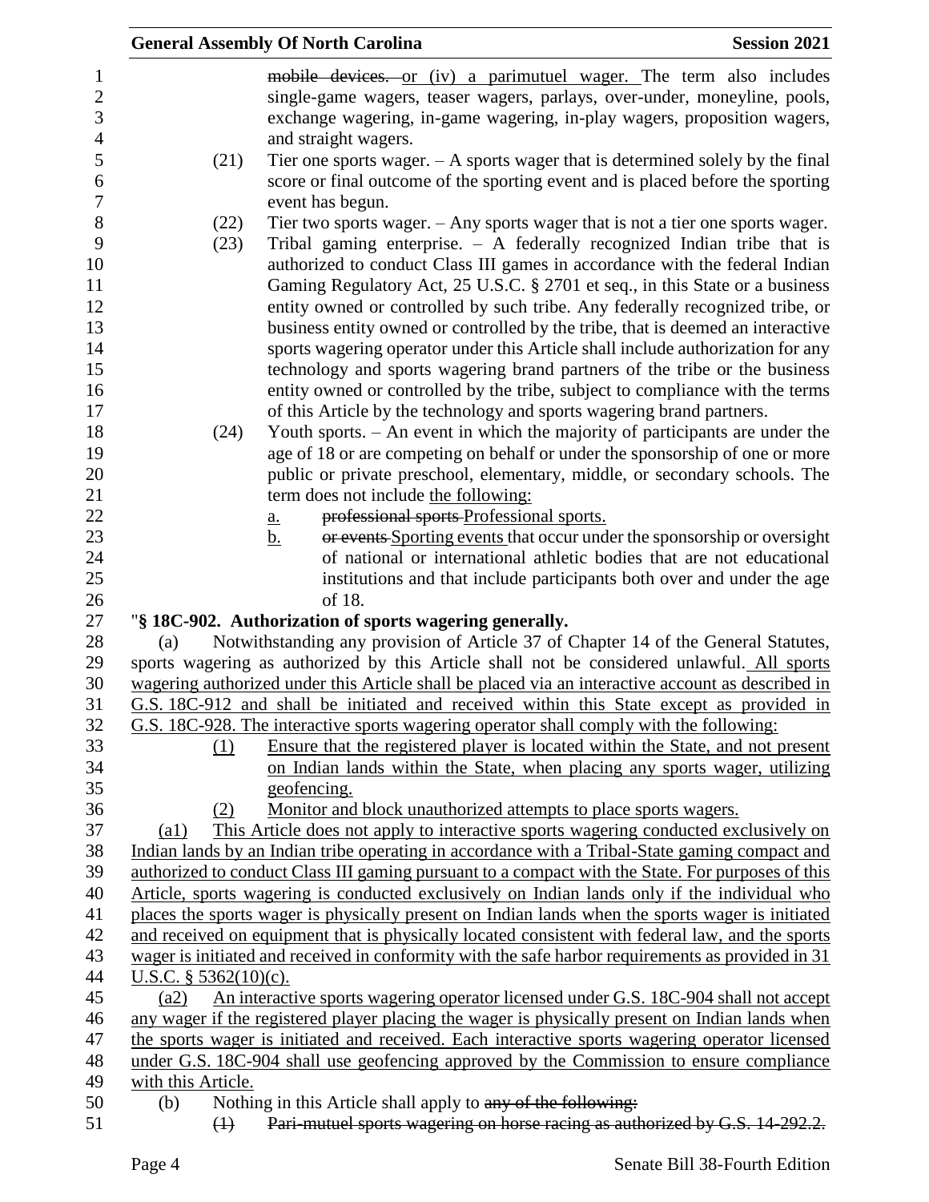mobile devices. or (iv) a parimutuel wager. The term also includes single-game wagers, teaser wagers, parlays, over-under, moneyline, pools, exchange wagering, in-game wagering, in-play wagers, proposition wagers, and straight wagers.

(21) Tier one sports wager. – A sports wager that is determined solely by the final score or final outcome of the sporting event and is placed before the sporting event has begun.

(22) Tier two sports wager. – Any sports wager that is not a tier one sports wager.

(23) Tribal gaming enterprise. – A federally recognized Indian tribe that is authorized to conduct Class III games in accordance with the federal Indian Gaming Regulatory Act, 25 U.S.C. § 2701 et seq., in this State or a business entity owned or controlled by such tribe. Any federally recognized tribe, or business entity owned or controlled by the tribe, that is deemed an interactive sports wagering operator under this Article shall include authorization for any technology and sports wagering brand partners of the tribe or the business entity owned or controlled by the tribe, subject to compliance with the terms of this Article by the technology and sports wagering brand partners.

(24) Youth sports. – An event in which the majority of participants are under the age of 18 or are competing on behalf or under the sponsorship of one or more public or private preschool, elementary, middle, or secondary schools. The term does not include the following:

a. professional sports Professional sports.

b. or events Sporting events that occur under the sponsorship or oversight of national or international athletic bodies that are not educational institutions and that include participants both over and under the age of 18.

"**§ 18C-902. Authorization of sports wagering generally.**

(a) Notwithstanding any provision of Article 37 of Chapter 14 of the General Statutes, sports wagering as authorized by this Article shall not be considered unlawful. All sports wagering authorized under this Article shall be placed via an interactive account as described in G.S. 18C-912 and shall be initiated and received within this State except as provided in G.S. 18C-928. The interactive sports wagering operator shall comply with the following:

(1) Ensure that the registered player is located within the State, and not present on Indian lands within the State, when placing any sports wager, utilizing geofencing.

(2) Monitor and block unauthorized attempts to place sports wagers.

(a1) This Article does not apply to interactive sports wagering conducted exclusively on Indian lands by an Indian tribe operating in accordance with a Tribal-State gaming compact and authorized to conduct Class III gaming pursuant to a compact with the State. For purposes of this Article, sports wagering is conducted exclusively on Indian lands only if the individual who places the sports wager is physically present on Indian lands when the sports wager is initiated and received on equipment that is physically located consistent with federal law, and the sports wager is initiated and received in conformity with the safe harbor requirements as provided in 31 U.S.C. § 5362(10)(c).

(a2) An interactive sports wagering operator licensed under G.S. 18C-904 shall not accept any wager if the registered player placing the wager is physically present on Indian lands when the sports wager is initiated and received. Each interactive sports wagering operator licensed under G.S. 18C-904 shall use geofencing approved by the Commission to ensure compliance with this Article.

(b) Nothing in this Article shall apply to any of the following:

(1) Pari-mutuel sports wagering on horse racing as authorized by G.S. 14-292.2.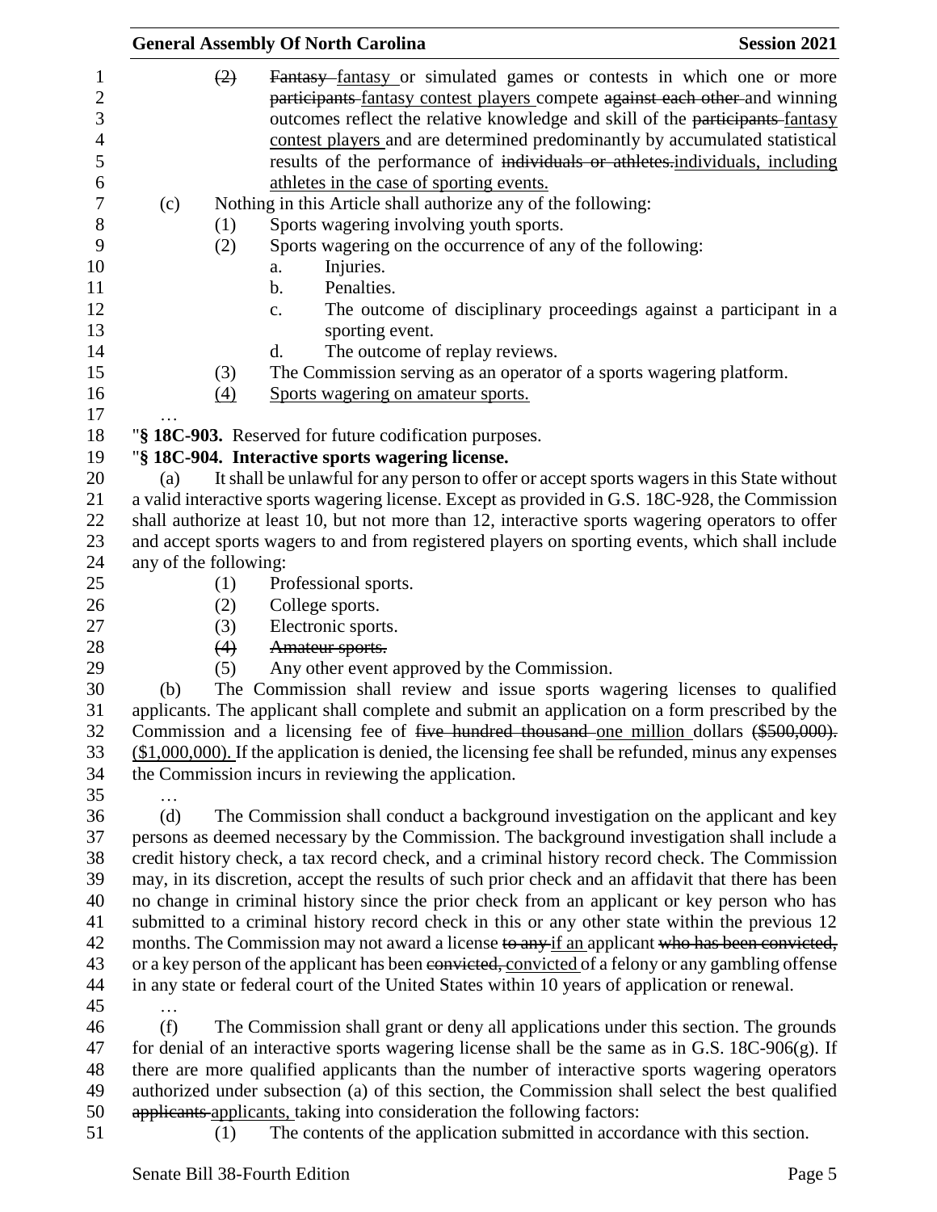(2) ~~Fantasy~~ fantasy or simulated games or contests in which one or more ~~participants~~ fantasy contest players compete ~~against each other~~ and winning outcomes reflect the relative knowledge and skill of the ~~participants~~ fantasy contest players and are determined predominantly by accumulated statistical results of the performance of ~~individuals or athletes.~~individuals, including athletes in the case of sporting events.

(c) Nothing in this Article shall authorize any of the following:

(1) Sports wagering involving youth sports.

(2) Sports wagering on the occurrence of any of the following:

a. Injuries.

b. Penalties.

c. The outcome of disciplinary proceedings against a participant in a sporting event.

d. The outcome of replay reviews.

(3) The Commission serving as an operator of a sports wagering platform.

(4) Sports wagering on amateur sports.

…

"**§ 18C-903.** Reserved for future codification purposes.

"**§ 18C-904. Interactive sports wagering license.**

(a) It shall be unlawful for any person to offer or accept sports wagers in this State without a valid interactive sports wagering license. Except as provided in G.S. 18C-928, the Commission shall authorize at least 10, but not more than 12, interactive sports wagering operators to offer and accept sports wagers to and from registered players on sporting events, which shall include any of the following:

(1) Professional sports.

(2) College sports.

(3) Electronic sports.

~~(4) Amateur sports.~~

(5) Any other event approved by the Commission.

(b) The Commission shall review and issue sports wagering licenses to qualified applicants. The applicant shall complete and submit an application on a form prescribed by the Commission and a licensing fee of ~~five hundred thousand~~ one million dollars ~~($500,000).~~ ($1,000,000). If the application is denied, the licensing fee shall be refunded, minus any expenses the Commission incurs in reviewing the application.

…

(d) The Commission shall conduct a background investigation on the applicant and key persons as deemed necessary by the Commission. The background investigation shall include a credit history check, a tax record check, and a criminal history record check. The Commission may, in its discretion, accept the results of such prior check and an affidavit that there has been no change in criminal history since the prior check from an applicant or key person who has submitted to a criminal history record check in this or any other state within the previous 12 months. The Commission may not award a license ~~to any~~ if an applicant ~~who has been convicted,~~ or a key person of the applicant has been ~~convicted,~~ convicted of a felony or any gambling offense in any state or federal court of the United States within 10 years of application or renewal.

…

(f) The Commission shall grant or deny all applications under this section. The grounds for denial of an interactive sports wagering license shall be the same as in G.S. 18C-906(g). If there are more qualified applicants than the number of interactive sports wagering operators authorized under subsection (a) of this section, the Commission shall select the best qualified ~~applicants~~ applicants, taking into consideration the following factors:

(1) The contents of the application submitted in accordance with this section.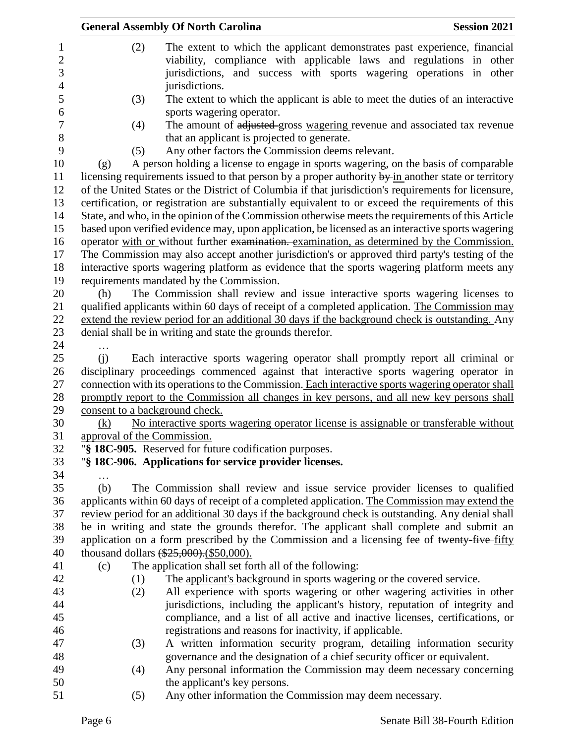(2) The extent to which the applicant demonstrates past experience, financial viability, compliance with applicable laws and regulations in other jurisdictions, and success with sports wagering operations in other jurisdictions.

(3) The extent to which the applicant is able to meet the duties of an interactive sports wagering operator.

(4) The amount of ~~adjusted~~ gross wagering revenue and associated tax revenue that an applicant is projected to generate.

(5) Any other factors the Commission deems relevant.

(g) A person holding a license to engage in sports wagering, on the basis of comparable licensing requirements issued to that person by a proper authority ~~by~~ in another state or territory of the United States or the District of Columbia if that jurisdiction's requirements for licensure, certification, or registration are substantially equivalent to or exceed the requirements of this State, and who, in the opinion of the Commission otherwise meets the requirements of this Article based upon verified evidence may, upon application, be licensed as an interactive sports wagering operator with or without further ~~examination.~~ examination, as determined by the Commission. The Commission may also accept another jurisdiction's or approved third party's testing of the interactive sports wagering platform as evidence that the sports wagering platform meets any requirements mandated by the Commission.

(h) The Commission shall review and issue interactive sports wagering licenses to qualified applicants within 60 days of receipt of a completed application. The Commission may extend the review period for an additional 30 days if the background check is outstanding. Any denial shall be in writing and state the grounds therefor.

…

(j) Each interactive sports wagering operator shall promptly report all criminal or disciplinary proceedings commenced against that interactive sports wagering operator in connection with its operations to the Commission. Each interactive sports wagering operator shall promptly report to the Commission all changes in key persons, and all new key persons shall consent to a background check.

(k) No interactive sports wagering operator license is assignable or transferable without approval of the Commission.

"**§ 18C-905.** Reserved for future codification purposes.

"**§ 18C-906. Applications for service provider licenses.**

…

(b) The Commission shall review and issue service provider licenses to qualified applicants within 60 days of receipt of a completed application. The Commission may extend the review period for an additional 30 days if the background check is outstanding. Any denial shall be in writing and state the grounds therefor. The applicant shall complete and submit an application on a form prescribed by the Commission and a licensing fee of ~~twenty-five~~ fifty thousand dollars ~~($25,000).~~($50,000).

(c) The application shall set forth all of the following:

(1) The applicant's background in sports wagering or the covered service.

(2) All experience with sports wagering or other wagering activities in other jurisdictions, including the applicant's history, reputation of integrity and compliance, and a list of all active and inactive licenses, certifications, or registrations and reasons for inactivity, if applicable.

(3) A written information security program, detailing information security governance and the designation of a chief security officer or equivalent.

(4) Any personal information the Commission may deem necessary concerning the applicant's key persons.

(5) Any other information the Commission may deem necessary.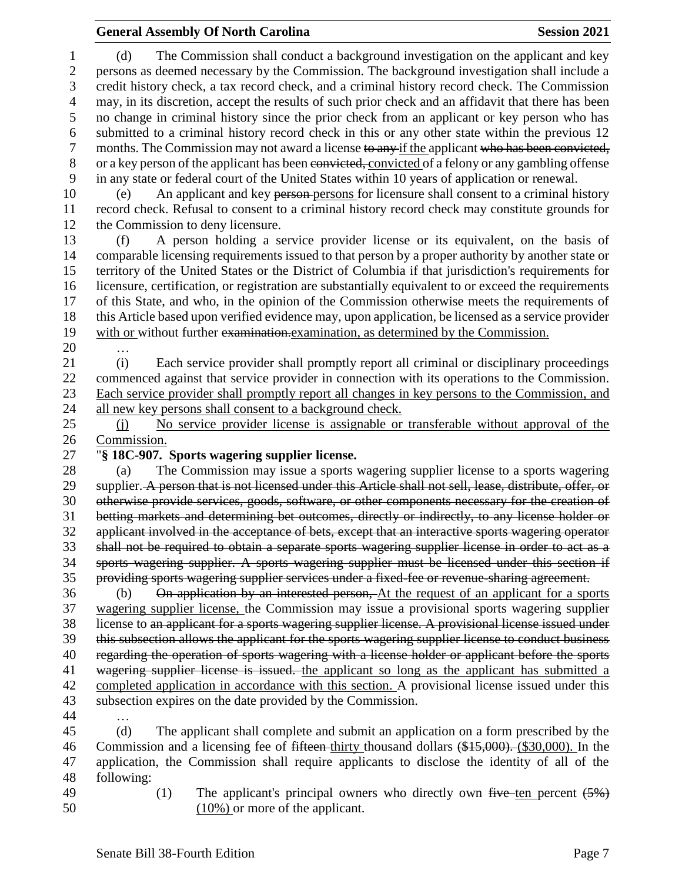(d) The Commission shall conduct a background investigation on the applicant and key persons as deemed necessary by the Commission. The background investigation shall include a credit history check, a tax record check, and a criminal history record check. The Commission may, in its discretion, accept the results of such prior check and an affidavit that there has been no change in criminal history since the prior check from an applicant or key person who has submitted to a criminal history record check in this or any other state within the previous 12 months. The Commission may not award a license ~~to any~~ <u>if the</u> applicant ~~who has been convicted,~~ or a key person of the applicant has been ~~convicted,~~ <u>convicted</u> of a felony or any gambling offense in any state or federal court of the United States within 10 years of application or renewal.

(e) An applicant and key ~~person~~ <u>persons</u> for licensure shall consent to a criminal history record check. Refusal to consent to a criminal history record check may constitute grounds for the Commission to deny licensure.

(f) A person holding a service provider license or its equivalent, on the basis of comparable licensing requirements issued to that person by a proper authority by another state or territory of the United States or the District of Columbia if that jurisdiction's requirements for licensure, certification, or registration are substantially equivalent to or exceed the requirements of this State, and who, in the opinion of the Commission otherwise meets the requirements of this Article based upon verified evidence may, upon application, be licensed as a service provider <u>with or</u> without further ~~examination.~~ <u>examination, as determined by the Commission.</u>

…

(i) Each service provider shall promptly report all criminal or disciplinary proceedings commenced against that service provider in connection with its operations to the Commission. <u>Each service provider shall promptly report all changes in key persons to the Commission, and all new key persons shall consent to a background check.</u>

<u>(j) No service provider license is assignable or transferable without approval of the Commission.</u>

"**§ 18C-907. Sports wagering supplier license.**

(a) The Commission may issue a sports wagering supplier license to a sports wagering supplier. ~~A person that is not licensed under this Article shall not sell, lease, distribute, offer, or otherwise provide services, goods, software, or other components necessary for the creation of betting markets and determining bet outcomes, directly or indirectly, to any license holder or applicant involved in the acceptance of bets, except that an interactive sports wagering operator shall not be required to obtain a separate sports wagering supplier license in order to act as a sports wagering supplier. A sports wagering supplier must be licensed under this section if providing sports wagering supplier services under a fixed-fee or revenue-sharing agreement.~~

(b) ~~On application by an interested person,~~ <u>At the request of an applicant for a sports wagering supplier license,</u> the Commission may issue a provisional sports wagering supplier license to ~~an applicant for a sports wagering supplier license. A provisional license issued under this subsection allows the applicant for the sports wagering supplier license to conduct business regarding the operation of sports wagering with a license holder or applicant before the sports wagering supplier license is issued.~~ <u>the applicant so long as the applicant has submitted a completed application in accordance with this section.</u> A provisional license issued under this subsection expires on the date provided by the Commission.

…

(d) The applicant shall complete and submit an application on a form prescribed by the Commission and a licensing fee of ~~fifteen~~ <u>thirty</u> thousand dollars ~~($15,000).~~ <u>($30,000).</u> In the application, the Commission shall require applicants to disclose the identity of all of the following:

(1) The applicant's principal owners who directly own ~~five~~ <u>ten</u> percent ~~(5%)~~ <u>(10%)</u> or more of the applicant.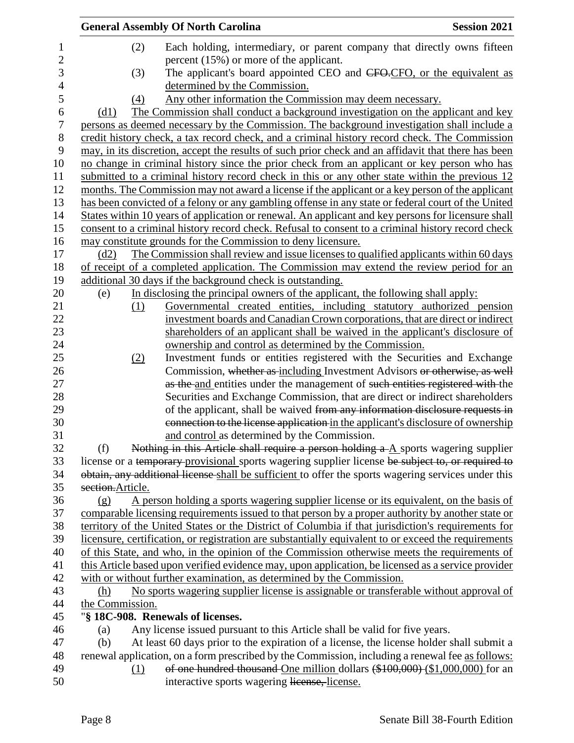(2) Each holding, intermediary, or parent company that directly owns fifteen percent (15%) or more of the applicant.

(3) The applicant's board appointed CEO and ~~CFO.~~CFO, or the equivalent as determined by the Commission.

(4) Any other information the Commission may deem necessary.

(d1) The Commission shall conduct a background investigation on the applicant and key persons as deemed necessary by the Commission. The background investigation shall include a credit history check, a tax record check, and a criminal history record check. The Commission may, in its discretion, accept the results of such prior check and an affidavit that there has been no change in criminal history since the prior check from an applicant or key person who has submitted to a criminal history record check in this or any other state within the previous 12 months. The Commission may not award a license if the applicant or a key person of the applicant has been convicted of a felony or any gambling offense in any state or federal court of the United States within 10 years of application or renewal. An applicant and key persons for licensure shall consent to a criminal history record check. Refusal to consent to a criminal history record check may constitute grounds for the Commission to deny licensure.

(d2) The Commission shall review and issue licenses to qualified applicants within 60 days of receipt of a completed application. The Commission may extend the review period for an additional 30 days if the background check is outstanding.

(e) In disclosing the principal owners of the applicant, the following shall apply:

(1) Governmental created entities, including statutory authorized pension investment boards and Canadian Crown corporations, that are direct or indirect shareholders of an applicant shall be waived in the applicant's disclosure of ownership and control as determined by the Commission.

(2) Investment funds or entities registered with the Securities and Exchange Commission, ~~whether as~~ including Investment Advisors ~~or otherwise, as well as the~~ and entities under the management of ~~such entities registered with~~ the Securities and Exchange Commission, that are direct or indirect shareholders of the applicant, shall be waived ~~from any information disclosure requests in connection to the license application~~ in the applicant's disclosure of ownership and control as determined by the Commission.

(f) ~~Nothing in this Article shall require a person holding a~~ A sports wagering supplier license or a ~~temporary~~ provisional sports wagering supplier license ~~be subject to, or required to obtain, any additional license~~ shall be sufficient to offer the sports wagering services under this ~~section.~~Article.

(g) A person holding a sports wagering supplier license or its equivalent, on the basis of comparable licensing requirements issued to that person by a proper authority by another state or territory of the United States or the District of Columbia if that jurisdiction's requirements for licensure, certification, or registration are substantially equivalent to or exceed the requirements of this State, and who, in the opinion of the Commission otherwise meets the requirements of this Article based upon verified evidence may, upon application, be licensed as a service provider with or without further examination, as determined by the Commission.

(h) No sports wagering supplier license is assignable or transferable without approval of the Commission.

"**§ 18C-908. Renewals of licenses.**

(a) Any license issued pursuant to this Article shall be valid for five years.

(b) At least 60 days prior to the expiration of a license, the license holder shall submit a renewal application, on a form prescribed by the Commission, including a renewal fee as follows:

(1) ~~of one hundred thousand~~ One million dollars ~~($100,000)~~ ($1,000,000) for an interactive sports wagering ~~license,~~ license.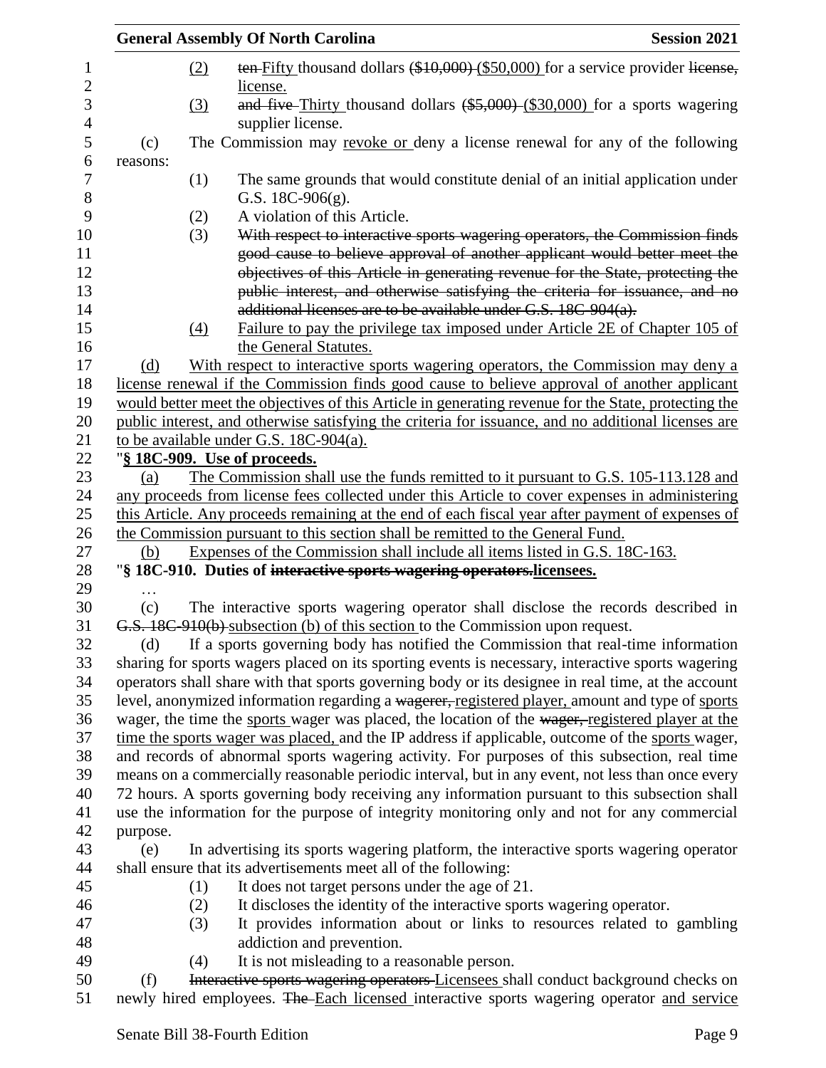(2) ~~ten~~ Fifty thousand dollars ~~($10,000)~~ ($50,000) for a service provider ~~license,~~ license.

(3) ~~and five~~ Thirty thousand dollars ~~($5,000)~~ ($30,000) for a sports wagering supplier license.

(c) The Commission may revoke or deny a license renewal for any of the following reasons:

(1) The same grounds that would constitute denial of an initial application under G.S. 18C-906(g).

(2) A violation of this Article.

(3) ~~With respect to interactive sports wagering operators, the Commission finds good cause to believe approval of another applicant would better meet the objectives of this Article in generating revenue for the State, protecting the public interest, and otherwise satisfying the criteria for issuance, and no additional licenses are to be available under G.S. 18C-904(a).~~

(4) Failure to pay the privilege tax imposed under Article 2E of Chapter 105 of the General Statutes.

(d) With respect to interactive sports wagering operators, the Commission may deny a license renewal if the Commission finds good cause to believe approval of another applicant would better meet the objectives of this Article in generating revenue for the State, protecting the public interest, and otherwise satisfying the criteria for issuance, and no additional licenses are to be available under G.S. 18C-904(a).

"**§ 18C-909. Use of proceeds.**

(a) The Commission shall use the funds remitted to it pursuant to G.S. 105-113.128 and any proceeds from license fees collected under this Article to cover expenses in administering this Article. Any proceeds remaining at the end of each fiscal year after payment of expenses of the Commission pursuant to this section shall be remitted to the General Fund.

(b) Expenses of the Commission shall include all items listed in G.S. 18C-163.

"**§ 18C-910. Duties of ~~interactive sports wagering operators.~~licensees.**

…

(c) The interactive sports wagering operator shall disclose the records described in ~~G.S. 18C-910(b)~~ subsection (b) of this section to the Commission upon request.

(d) If a sports governing body has notified the Commission that real-time information sharing for sports wagers placed on its sporting events is necessary, interactive sports wagering operators shall share with that sports governing body or its designee in real time, at the account level, anonymized information regarding a ~~wagerer,~~ registered player, amount and type of sports wager, the time the sports wager was placed, the location of the ~~wager,~~ registered player at the time the sports wager was placed, and the IP address if applicable, outcome of the sports wager, and records of abnormal sports wagering activity. For purposes of this subsection, real time means on a commercially reasonable periodic interval, but in any event, not less than once every 72 hours. A sports governing body receiving any information pursuant to this subsection shall use the information for the purpose of integrity monitoring only and not for any commercial purpose.

(e) In advertising its sports wagering platform, the interactive sports wagering operator shall ensure that its advertisements meet all of the following:

(1) It does not target persons under the age of 21.

(2) It discloses the identity of the interactive sports wagering operator.

(3) It provides information about or links to resources related to gambling addiction and prevention.

(4) It is not misleading to a reasonable person.

(f) ~~Interactive sports wagering operators~~ Licensees shall conduct background checks on newly hired employees. ~~The~~ Each licensed interactive sports wagering operator and service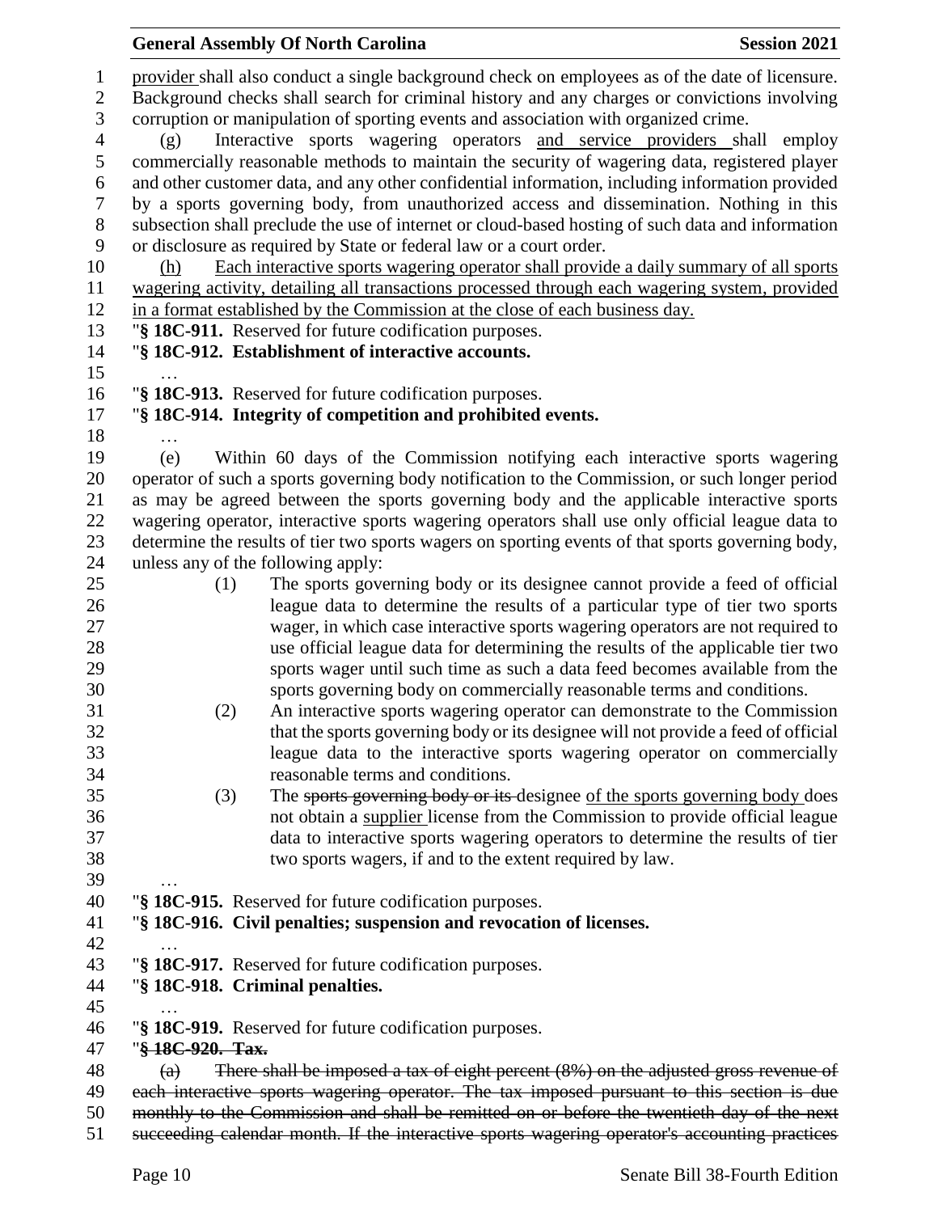provider shall also conduct a single background check on employees as of the date of licensure. Background checks shall search for criminal history and any charges or convictions involving corruption or manipulation of sporting events and association with organized crime.

(g) Interactive sports wagering operators and service providers shall employ commercially reasonable methods to maintain the security of wagering data, registered player and other customer data, and any other confidential information, including information provided by a sports governing body, from unauthorized access and dissemination. Nothing in this subsection shall preclude the use of internet or cloud-based hosting of such data and information or disclosure as required by State or federal law or a court order.

(h) Each interactive sports wagering operator shall provide a daily summary of all sports wagering activity, detailing all transactions processed through each wagering system, provided in a format established by the Commission at the close of each business day.

"**§ 18C-911.** Reserved for future codification purposes.

"**§ 18C-912. Establishment of interactive accounts.**

…

"**§ 18C-913.** Reserved for future codification purposes.

"**§ 18C-914. Integrity of competition and prohibited events.**

…

(e) Within 60 days of the Commission notifying each interactive sports wagering operator of such a sports governing body notification to the Commission, or such longer period as may be agreed between the sports governing body and the applicable interactive sports wagering operator, interactive sports wagering operators shall use only official league data to determine the results of tier two sports wagers on sporting events of that sports governing body, unless any of the following apply:

(1) The sports governing body or its designee cannot provide a feed of official league data to determine the results of a particular type of tier two sports wager, in which case interactive sports wagering operators are not required to use official league data for determining the results of the applicable tier two sports wager until such time as such a data feed becomes available from the sports governing body on commercially reasonable terms and conditions.

(2) An interactive sports wagering operator can demonstrate to the Commission that the sports governing body or its designee will not provide a feed of official league data to the interactive sports wagering operator on commercially reasonable terms and conditions.

(3) The ~~sports governing body or its~~ designee of the sports governing body does not obtain a supplier license from the Commission to provide official league data to interactive sports wagering operators to determine the results of tier two sports wagers, if and to the extent required by law.

…

"**§ 18C-915.** Reserved for future codification purposes.

"**§ 18C-916. Civil penalties; suspension and revocation of licenses.**

…

"**§ 18C-917.** Reserved for future codification purposes.

"**§ 18C-918. Criminal penalties.**

…

"**§ 18C-919.** Reserved for future codification purposes.

"~~**§ 18C-920. Tax.**~~

~~(a) There shall be imposed a tax of eight percent (8%) on the adjusted gross revenue of each interactive sports wagering operator. The tax imposed pursuant to this section is due monthly to the Commission and shall be remitted on or before the twentieth day of the next succeeding calendar month. If the interactive sports wagering operator's accounting practices~~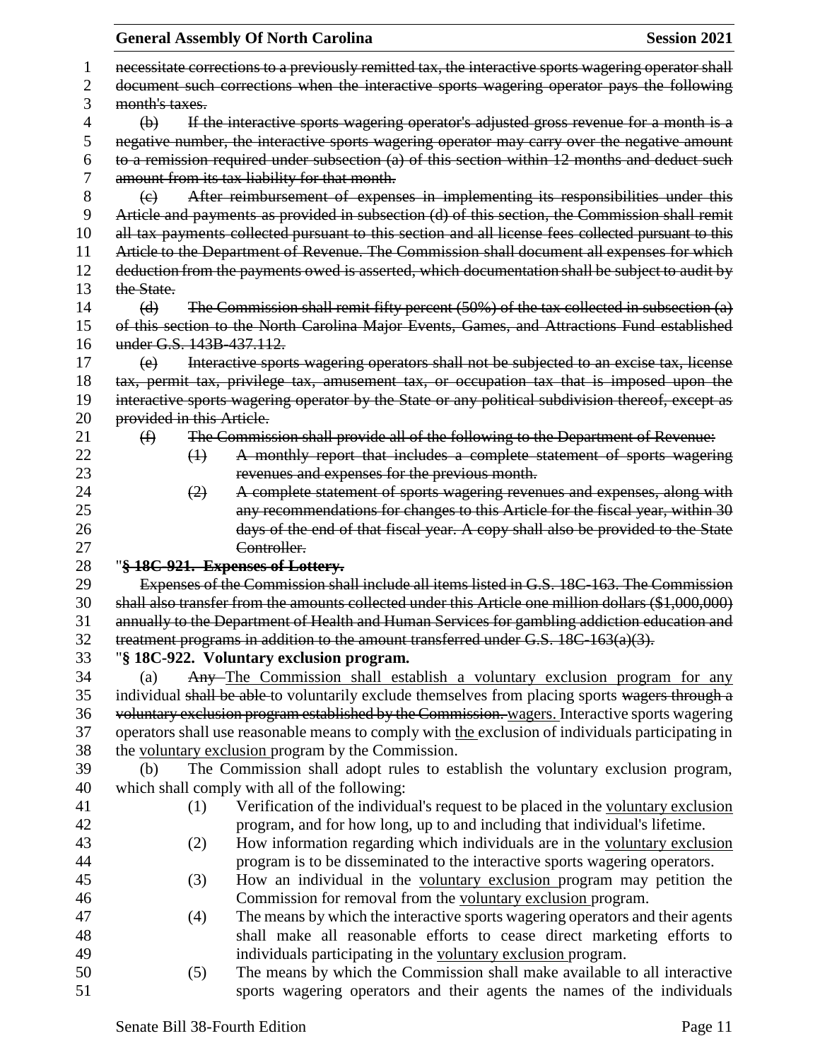~~necessitate corrections to a previously remitted tax, the interactive sports wagering operator shall document such corrections when the interactive sports wagering operator pays the following month's taxes.~~

~~(b) If the interactive sports wagering operator's adjusted gross revenue for a month is a negative number, the interactive sports wagering operator may carry over the negative amount to a remission required under subsection (a) of this section within 12 months and deduct such amount from its tax liability for that month.~~

~~(c) After reimbursement of expenses in implementing its responsibilities under this Article and payments as provided in subsection (d) of this section, the Commission shall remit all tax payments collected pursuant to this section and all license fees collected pursuant to this Article to the Department of Revenue. The Commission shall document all expenses for which deduction from the payments owed is asserted, which documentation shall be subject to audit by the State.~~

~~(d) The Commission shall remit fifty percent (50%) of the tax collected in subsection (a) of this section to the North Carolina Major Events, Games, and Attractions Fund established under G.S. 143B-437.112.~~

~~(e) Interactive sports wagering operators shall not be subjected to an excise tax, license tax, permit tax, privilege tax, amusement tax, or occupation tax that is imposed upon the interactive sports wagering operator by the State or any political subdivision thereof, except as provided in this Article.~~

~~(f) The Commission shall provide all of the following to the Department of Revenue:~~

~~(1) A monthly report that includes a complete statement of sports wagering revenues and expenses for the previous month.~~

~~(2) A complete statement of sports wagering revenues and expenses, along with any recommendations for changes to this Article for the fiscal year, within 30 days of the end of that fiscal year. A copy shall also be provided to the State Controller.~~

"**~~§ 18C-921. Expenses of Lottery.~~**

~~Expenses of the Commission shall include all items listed in G.S. 18C-163. The Commission shall also transfer from the amounts collected under this Article one million dollars ($1,000,000) annually to the Department of Health and Human Services for gambling addiction education and treatment programs in addition to the amount transferred under G.S. 18C-163(a)(3).~~

"**§ 18C-922. Voluntary exclusion program.**

(a) ~~Any~~ <u>The Commission shall establish a voluntary exclusion program for any</u> individual ~~shall be able~~ to voluntarily exclude themselves from placing sports ~~wagers through a voluntary exclusion program established by the Commission.~~ <u>wagers.</u> Interactive sports wagering operators shall use reasonable means to comply with <u>the</u> exclusion of individuals participating in the <u>voluntary exclusion</u> program by the Commission.

(b) The Commission shall adopt rules to establish the voluntary exclusion program, which shall comply with all of the following:

(1) Verification of the individual's request to be placed in the <u>voluntary exclusion</u> program, and for how long, up to and including that individual's lifetime.

(2) How information regarding which individuals are in the <u>voluntary exclusion</u> program is to be disseminated to the interactive sports wagering operators.

(3) How an individual in the <u>voluntary exclusion</u> program may petition the Commission for removal from the <u>voluntary exclusion</u> program.

(4) The means by which the interactive sports wagering operators and their agents shall make all reasonable efforts to cease direct marketing efforts to individuals participating in the <u>voluntary exclusion</u> program.

(5) The means by which the Commission shall make available to all interactive sports wagering operators and their agents the names of the individuals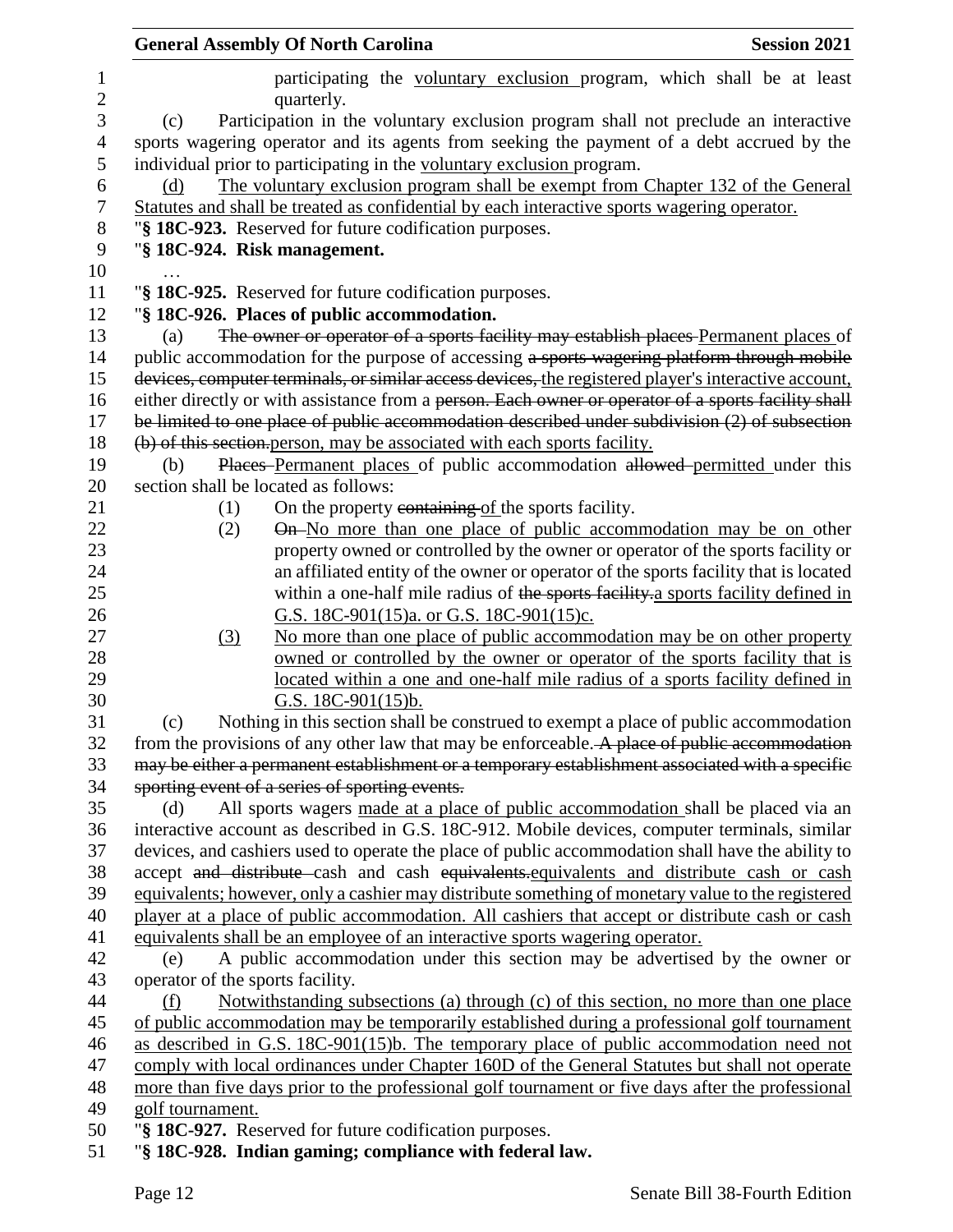participating the voluntary exclusion program, which shall be at least quarterly.

(c) Participation in the voluntary exclusion program shall not preclude an interactive sports wagering operator and its agents from seeking the payment of a debt accrued by the individual prior to participating in the voluntary exclusion program.

(d) The voluntary exclusion program shall be exempt from Chapter 132 of the General Statutes and shall be treated as confidential by each interactive sports wagering operator.

"**§ 18C-923.** Reserved for future codification purposes.

"**§ 18C-924. Risk management.**

…

"**§ 18C-925.** Reserved for future codification purposes.

"**§ 18C-926. Places of public accommodation.**

(a) ~~The owner or operator of a sports facility may establish places~~ Permanent places of public accommodation for the purpose of accessing ~~a sports wagering platform through mobile devices, computer terminals, or similar access devices,~~ the registered player's interactive account, either directly or with assistance from a ~~person. Each owner or operator of a sports facility shall be limited to one place of public accommodation described under subdivision (2) of subsection (b) of this section.~~person, may be associated with each sports facility.

(b) ~~Places~~ Permanent places of public accommodation ~~allowed~~ permitted under this section shall be located as follows:

(1) On the property ~~containing~~ of the sports facility.

(2) ~~On~~ No more than one place of public accommodation may be on other property owned or controlled by the owner or operator of the sports facility or an affiliated entity of the owner or operator of the sports facility that is located within a one-half mile radius of ~~the sports facility.~~a sports facility defined in G.S. 18C-901(15)a. or G.S. 18C-901(15)c.

(3) No more than one place of public accommodation may be on other property owned or controlled by the owner or operator of the sports facility that is located within a one and one-half mile radius of a sports facility defined in G.S. 18C-901(15)b.

(c) Nothing in this section shall be construed to exempt a place of public accommodation from the provisions of any other law that may be enforceable. ~~A place of public accommodation may be either a permanent establishment or a temporary establishment associated with a specific sporting event of a series of sporting events.~~

(d) All sports wagers made at a place of public accommodation shall be placed via an interactive account as described in G.S. 18C-912. Mobile devices, computer terminals, similar devices, and cashiers used to operate the place of public accommodation shall have the ability to accept ~~and distribute~~ cash and cash ~~equivalents.~~equivalents and distribute cash or cash equivalents; however, only a cashier may distribute something of monetary value to the registered player at a place of public accommodation. All cashiers that accept or distribute cash or cash equivalents shall be an employee of an interactive sports wagering operator.

(e) A public accommodation under this section may be advertised by the owner or operator of the sports facility.

(f) Notwithstanding subsections (a) through (c) of this section, no more than one place of public accommodation may be temporarily established during a professional golf tournament as described in G.S. 18C-901(15)b. The temporary place of public accommodation need not comply with local ordinances under Chapter 160D of the General Statutes but shall not operate more than five days prior to the professional golf tournament or five days after the professional golf tournament.

"**§ 18C-927.** Reserved for future codification purposes.

"**§ 18C-928. Indian gaming; compliance with federal law.**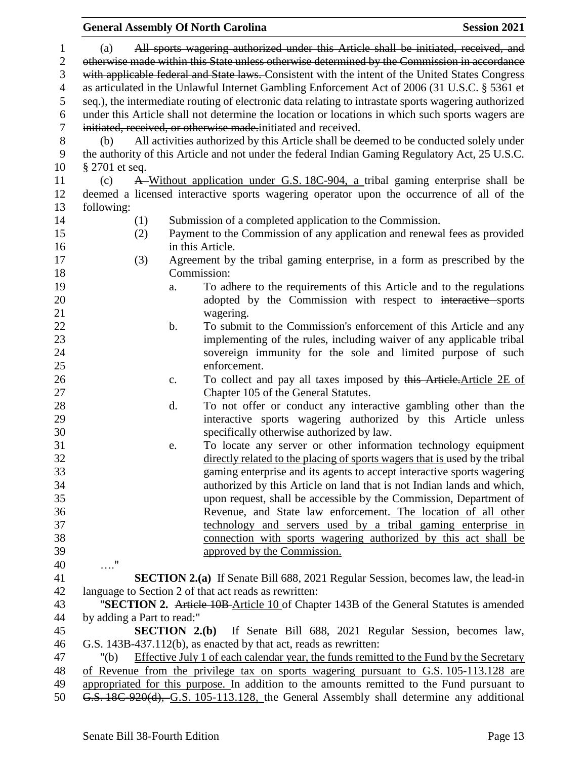(a) ~~All sports wagering authorized under this Article shall be initiated, received, and otherwise made within this State unless otherwise determined by the Commission in accordance with applicable federal and State laws.~~ Consistent with the intent of the United States Congress as articulated in the Unlawful Internet Gambling Enforcement Act of 2006 (31 U.S.C. § 5361 et seq.), the intermediate routing of electronic data relating to intrastate sports wagering authorized under this Article shall not determine the location or locations in which such sports wagers are ~~initiated, received, or otherwise made.~~initiated and received.

(b) All activities authorized by this Article shall be deemed to be conducted solely under the authority of this Article and not under the federal Indian Gaming Regulatory Act, 25 U.S.C. § 2701 et seq.

(c) ~~A~~ Without application under G.S. 18C-904, a tribal gaming enterprise shall be deemed a licensed interactive sports wagering operator upon the occurrence of all of the following:

(1) Submission of a completed application to the Commission.

(2) Payment to the Commission of any application and renewal fees as provided in this Article.

(3) Agreement by the tribal gaming enterprise, in a form as prescribed by the Commission:

a. To adhere to the requirements of this Article and to the regulations adopted by the Commission with respect to ~~interactive~~ sports wagering.

b. To submit to the Commission's enforcement of this Article and any implementing of the rules, including waiver of any applicable tribal sovereign immunity for the sole and limited purpose of such enforcement.

c. To collect and pay all taxes imposed by ~~this Article.~~Article 2E of Chapter 105 of the General Statutes.

d. To not offer or conduct any interactive gambling other than the interactive sports wagering authorized by this Article unless specifically otherwise authorized by law.

e. To locate any server or other information technology equipment directly related to the placing of sports wagers that is used by the tribal gaming enterprise and its agents to accept interactive sports wagering authorized by this Article on land that is not Indian lands and which, upon request, shall be accessible by the Commission, Department of Revenue, and State law enforcement. The location of all other technology and servers used by a tribal gaming enterprise in connection with sports wagering authorized by this act shall be approved by the Commission.

…."

**SECTION 2.(a)** If Senate Bill 688, 2021 Regular Session, becomes law, the lead-in language to Section 2 of that act reads as rewritten:

"**SECTION 2.** ~~Article 10B~~ Article 10 of Chapter 143B of the General Statutes is amended by adding a Part to read:"

**SECTION 2.(b)** If Senate Bill 688, 2021 Regular Session, becomes law, G.S. 143B-437.112(b), as enacted by that act, reads as rewritten:

"(b) Effective July 1 of each calendar year, the funds remitted to the Fund by the Secretary of Revenue from the privilege tax on sports wagering pursuant to G.S. 105-113.128 are appropriated for this purpose. In addition to the amounts remitted to the Fund pursuant to ~~G.S. 18C-920(d),~~ G.S. 105-113.128, the General Assembly shall determine any additional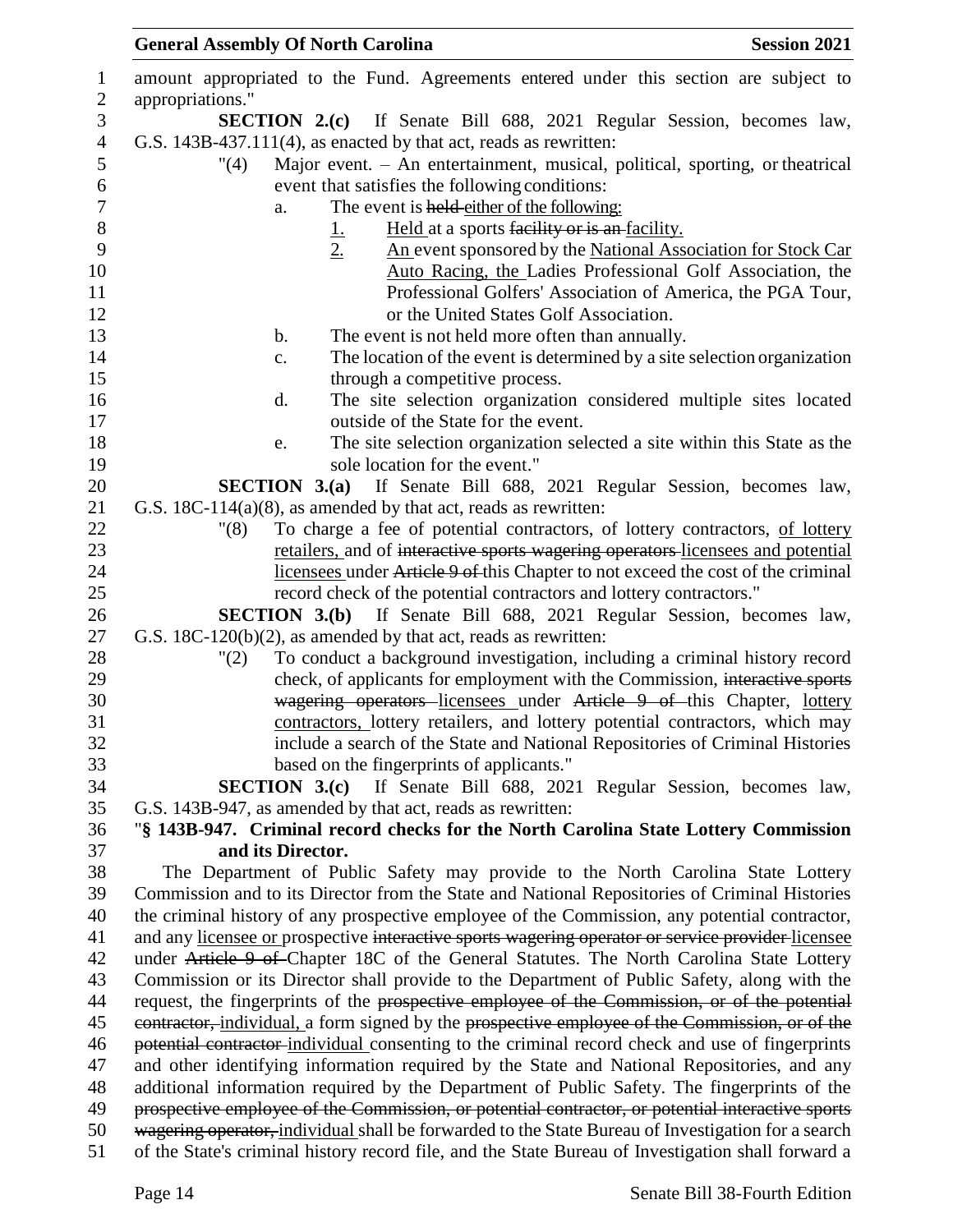amount appropriated to the Fund. Agreements entered under this section are subject to appropriations."

**SECTION 2.(c)** If Senate Bill 688, 2021 Regular Session, becomes law, G.S. 143B-437.111(4), as enacted by that act, reads as rewritten:

"(4) Major event. – An entertainment, musical, political, sporting, or theatrical event that satisfies the following conditions:

a. The event is ~~held~~ either of the following:

1. Held at a sports ~~facility or is an~~ facility.

2. An event sponsored by the National Association for Stock Car Auto Racing, the Ladies Professional Golf Association, the Professional Golfers' Association of America, the PGA Tour, or the United States Golf Association.

b. The event is not held more often than annually.

c. The location of the event is determined by a site selection organization through a competitive process.

d. The site selection organization considered multiple sites located outside of the State for the event.

e. The site selection organization selected a site within this State as the sole location for the event."

**SECTION 3.(a)** If Senate Bill 688, 2021 Regular Session, becomes law, G.S. 18C-114(a)(8), as amended by that act, reads as rewritten:

"(8) To charge a fee of potential contractors, of lottery contractors, of lottery retailers, and of ~~interactive sports wagering operators~~ licensees and potential licensees under ~~Article 9 of~~ this Chapter to not exceed the cost of the criminal record check of the potential contractors and lottery contractors."

**SECTION 3.(b)** If Senate Bill 688, 2021 Regular Session, becomes law, G.S. 18C-120(b)(2), as amended by that act, reads as rewritten:

"(2) To conduct a background investigation, including a criminal history record check, of applicants for employment with the Commission, ~~interactive sports wagering operators~~ licensees under ~~Article 9 of~~ this Chapter, lottery contractors, lottery retailers, and lottery potential contractors, which may include a search of the State and National Repositories of Criminal Histories based on the fingerprints of applicants."

**SECTION 3.(c)** If Senate Bill 688, 2021 Regular Session, becomes law, G.S. 143B-947, as amended by that act, reads as rewritten:

"**§ 143B-947. Criminal record checks for the North Carolina State Lottery Commission and its Director.**

The Department of Public Safety may provide to the North Carolina State Lottery Commission and to its Director from the State and National Repositories of Criminal Histories the criminal history of any prospective employee of the Commission, any potential contractor, and any licensee or prospective ~~interactive sports wagering operator or service provider~~ licensee under ~~Article 9 of~~ Chapter 18C of the General Statutes. The North Carolina State Lottery Commission or its Director shall provide to the Department of Public Safety, along with the request, the fingerprints of the ~~prospective employee of the Commission, or of the potential contractor,~~ individual, a form signed by the ~~prospective employee of the Commission, or of the potential contractor~~ individual consenting to the criminal record check and use of fingerprints and other identifying information required by the State and National Repositories, and any additional information required by the Department of Public Safety. The fingerprints of the ~~prospective employee of the Commission, or potential contractor, or potential interactive sports wagering operator,~~ individual shall be forwarded to the State Bureau of Investigation for a search of the State's criminal history record file, and the State Bureau of Investigation shall forward a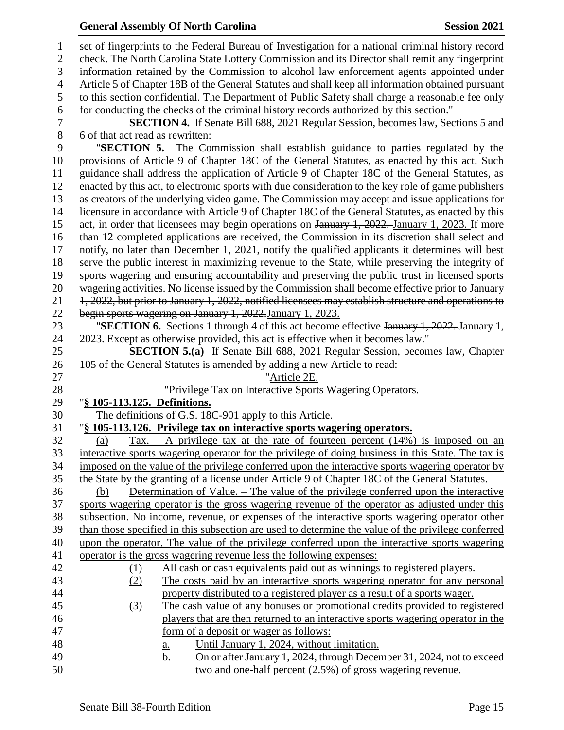set of fingerprints to the Federal Bureau of Investigation for a national criminal history record check. The North Carolina State Lottery Commission and its Director shall remit any fingerprint information retained by the Commission to alcohol law enforcement agents appointed under Article 5 of Chapter 18B of the General Statutes and shall keep all information obtained pursuant to this section confidential. The Department of Public Safety shall charge a reasonable fee only for conducting the checks of the criminal history records authorized by this section."

**SECTION 4.** If Senate Bill 688, 2021 Regular Session, becomes law, Sections 5 and 6 of that act read as rewritten:

"**SECTION 5.** The Commission shall establish guidance to parties regulated by the provisions of Article 9 of Chapter 18C of the General Statutes, as enacted by this act. Such guidance shall address the application of Article 9 of Chapter 18C of the General Statutes, as enacted by this act, to electronic sports with due consideration to the key role of game publishers as creators of the underlying video game. The Commission may accept and issue applications for licensure in accordance with Article 9 of Chapter 18C of the General Statutes, as enacted by this act, in order that licensees may begin operations on ~~January 1, 2022.~~ January 1, 2023. If more than 12 completed applications are received, the Commission in its discretion shall select and ~~notify, no later than December 1, 2021,~~ notify the qualified applicants it determines will best serve the public interest in maximizing revenue to the State, while preserving the integrity of sports wagering and ensuring accountability and preserving the public trust in licensed sports wagering activities. No license issued by the Commission shall become effective prior to ~~January 1, 2022, but prior to January 1, 2022, notified licensees may establish structure and operations to begin sports wagering on January 1, 2022.~~ January 1, 2023.

"**SECTION 6.** Sections 1 through 4 of this act become effective ~~January 1, 2022.~~ January 1, 2023. Except as otherwise provided, this act is effective when it becomes law."

**SECTION 5.(a)** If Senate Bill 688, 2021 Regular Session, becomes law, Chapter 105 of the General Statutes is amended by adding a new Article to read:

"Article 2E.

"Privilege Tax on Interactive Sports Wagering Operators.

"**§ 105-113.125. Definitions.**

The definitions of G.S. 18C-901 apply to this Article.

"**§ 105-113.126. Privilege tax on interactive sports wagering operators.**

(a) Tax. – A privilege tax at the rate of fourteen percent (14%) is imposed on an interactive sports wagering operator for the privilege of doing business in this State. The tax is imposed on the value of the privilege conferred upon the interactive sports wagering operator by the State by the granting of a license under Article 9 of Chapter 18C of the General Statutes.

(b) Determination of Value. – The value of the privilege conferred upon the interactive sports wagering operator is the gross wagering revenue of the operator as adjusted under this subsection. No income, revenue, or expenses of the interactive sports wagering operator other than those specified in this subsection are used to determine the value of the privilege conferred upon the operator. The value of the privilege conferred upon the interactive sports wagering operator is the gross wagering revenue less the following expenses:

(1) All cash or cash equivalents paid out as winnings to registered players.

(2) The costs paid by an interactive sports wagering operator for any personal property distributed to a registered player as a result of a sports wager.

(3) The cash value of any bonuses or promotional credits provided to registered players that are then returned to an interactive sports wagering operator in the form of a deposit or wager as follows:

a. Until January 1, 2024, without limitation.

b. On or after January 1, 2024, through December 31, 2024, not to exceed two and one-half percent (2.5%) of gross wagering revenue.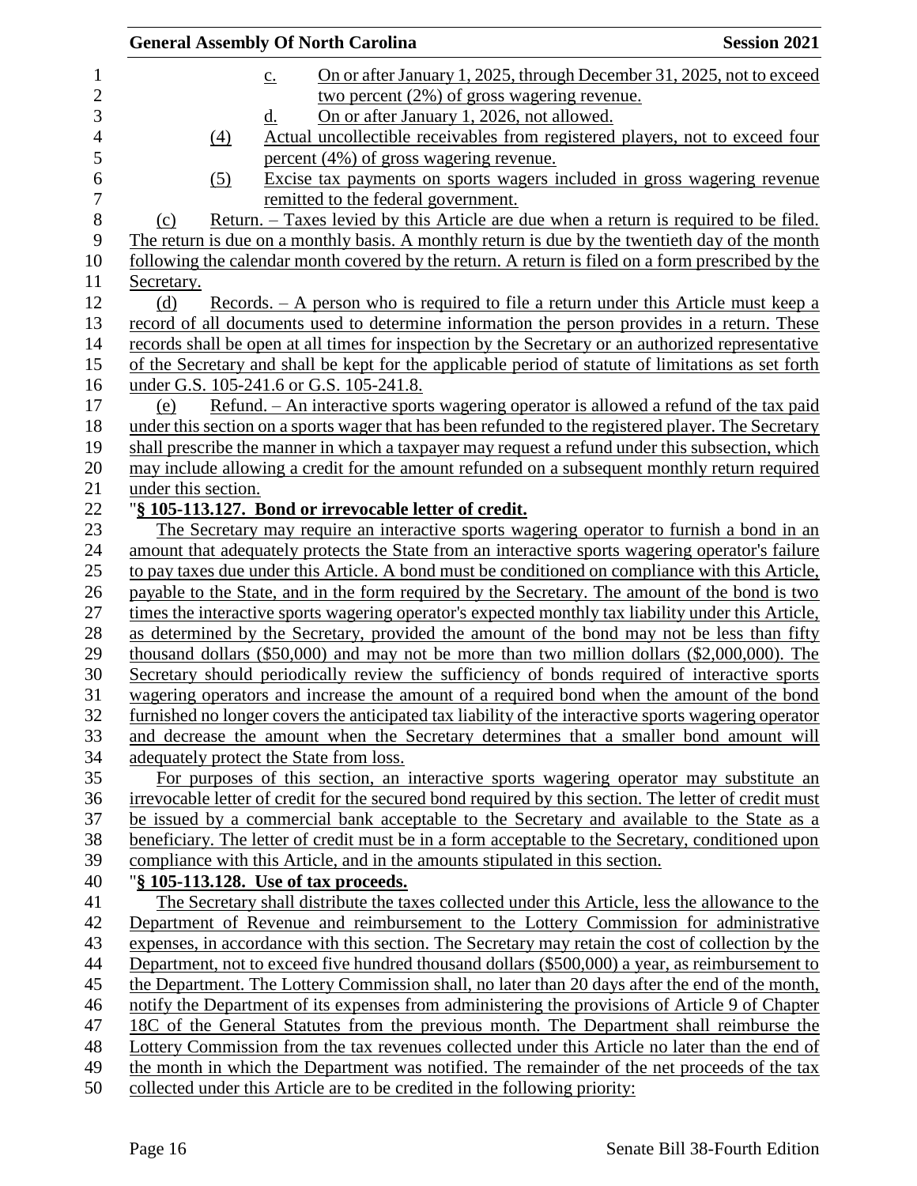c. On or after January 1, 2025, through December 31, 2025, not to exceed two percent (2%) of gross wagering revenue.

d. On or after January 1, 2026, not allowed.

(4) Actual uncollectible receivables from registered players, not to exceed four percent (4%) of gross wagering revenue.

(5) Excise tax payments on sports wagers included in gross wagering revenue remitted to the federal government.

(c) Return. – Taxes levied by this Article are due when a return is required to be filed. The return is due on a monthly basis. A monthly return is due by the twentieth day of the month following the calendar month covered by the return. A return is filed on a form prescribed by the Secretary.

(d) Records. – A person who is required to file a return under this Article must keep a record of all documents used to determine information the person provides in a return. These records shall be open at all times for inspection by the Secretary or an authorized representative of the Secretary and shall be kept for the applicable period of statute of limitations as set forth under G.S. 105-241.6 or G.S. 105-241.8.

(e) Refund. – An interactive sports wagering operator is allowed a refund of the tax paid under this section on a sports wager that has been refunded to the registered player. The Secretary shall prescribe the manner in which a taxpayer may request a refund under this subsection, which may include allowing a credit for the amount refunded on a subsequent monthly return required under this section.

"**§ 105-113.127. Bond or irrevocable letter of credit.**

The Secretary may require an interactive sports wagering operator to furnish a bond in an amount that adequately protects the State from an interactive sports wagering operator's failure to pay taxes due under this Article. A bond must be conditioned on compliance with this Article, payable to the State, and in the form required by the Secretary. The amount of the bond is two times the interactive sports wagering operator's expected monthly tax liability under this Article, as determined by the Secretary, provided the amount of the bond may not be less than fifty thousand dollars ($50,000) and may not be more than two million dollars ($2,000,000). The Secretary should periodically review the sufficiency of bonds required of interactive sports wagering operators and increase the amount of a required bond when the amount of the bond furnished no longer covers the anticipated tax liability of the interactive sports wagering operator and decrease the amount when the Secretary determines that a smaller bond amount will adequately protect the State from loss.

For purposes of this section, an interactive sports wagering operator may substitute an irrevocable letter of credit for the secured bond required by this section. The letter of credit must be issued by a commercial bank acceptable to the Secretary and available to the State as a beneficiary. The letter of credit must be in a form acceptable to the Secretary, conditioned upon compliance with this Article, and in the amounts stipulated in this section.

"**§ 105-113.128. Use of tax proceeds.**

The Secretary shall distribute the taxes collected under this Article, less the allowance to the Department of Revenue and reimbursement to the Lottery Commission for administrative expenses, in accordance with this section. The Secretary may retain the cost of collection by the Department, not to exceed five hundred thousand dollars ($500,000) a year, as reimbursement to the Department. The Lottery Commission shall, no later than 20 days after the end of the month, notify the Department of its expenses from administering the provisions of Article 9 of Chapter 18C of the General Statutes from the previous month. The Department shall reimburse the Lottery Commission from the tax revenues collected under this Article no later than the end of the month in which the Department was notified. The remainder of the net proceeds of the tax collected under this Article are to be credited in the following priority: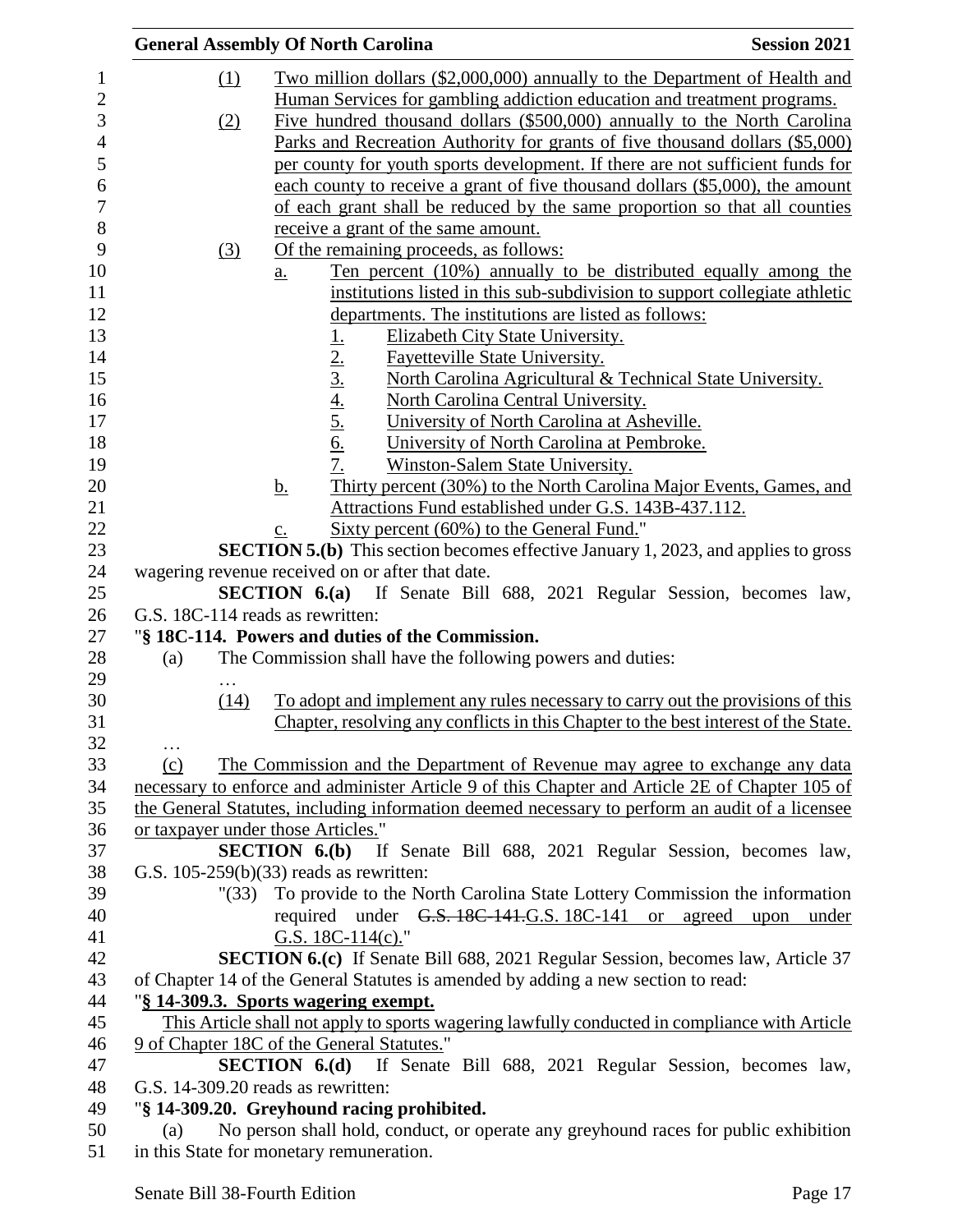(1) Two million dollars ($2,000,000) annually to the Department of Health and Human Services for gambling addiction education and treatment programs.

(2) Five hundred thousand dollars ($500,000) annually to the North Carolina Parks and Recreation Authority for grants of five thousand dollars ($5,000) per county for youth sports development. If there are not sufficient funds for each county to receive a grant of five thousand dollars ($5,000), the amount of each grant shall be reduced by the same proportion so that all counties receive a grant of the same amount.

(3) Of the remaining proceeds, as follows:

a. Ten percent (10%) annually to be distributed equally among the institutions listed in this sub-subdivision to support collegiate athletic departments. The institutions are listed as follows:

1. Elizabeth City State University.
2. Fayetteville State University.
3. North Carolina Agricultural & Technical State University.
4. North Carolina Central University.
5. University of North Carolina at Asheville.
6. University of North Carolina at Pembroke.
7. Winston-Salem State University.

b. Thirty percent (30%) to the North Carolina Major Events, Games, and Attractions Fund established under G.S. 143B-437.112.

c. Sixty percent (60%) to the General Fund."

**SECTION 5.(b)** This section becomes effective January 1, 2023, and applies to gross wagering revenue received on or after that date.

**SECTION 6.(a)** If Senate Bill 688, 2021 Regular Session, becomes law, G.S. 18C-114 reads as rewritten:

"**§ 18C-114. Powers and duties of the Commission.**

(a) The Commission shall have the following powers and duties:

…

(14) To adopt and implement any rules necessary to carry out the provisions of this Chapter, resolving any conflicts in this Chapter to the best interest of the State.

…

(c) The Commission and the Department of Revenue may agree to exchange any data necessary to enforce and administer Article 9 of this Chapter and Article 2E of Chapter 105 of the General Statutes, including information deemed necessary to perform an audit of a licensee or taxpayer under those Articles."

**SECTION 6.(b)** If Senate Bill 688, 2021 Regular Session, becomes law, G.S. 105-259(b)(33) reads as rewritten:

"(33) To provide to the North Carolina State Lottery Commission the information required under ~~G.S. 18C-141.~~G.S. 18C-141 or agreed upon under G.S. 18C-114(c)."

**SECTION 6.(c)** If Senate Bill 688, 2021 Regular Session, becomes law, Article 37 of Chapter 14 of the General Statutes is amended by adding a new section to read:

"**§ 14-309.3. Sports wagering exempt.**

This Article shall not apply to sports wagering lawfully conducted in compliance with Article 9 of Chapter 18C of the General Statutes."

**SECTION 6.(d)** If Senate Bill 688, 2021 Regular Session, becomes law, G.S. 14-309.20 reads as rewritten:

"**§ 14-309.20. Greyhound racing prohibited.**

(a) No person shall hold, conduct, or operate any greyhound races for public exhibition in this State for monetary remuneration.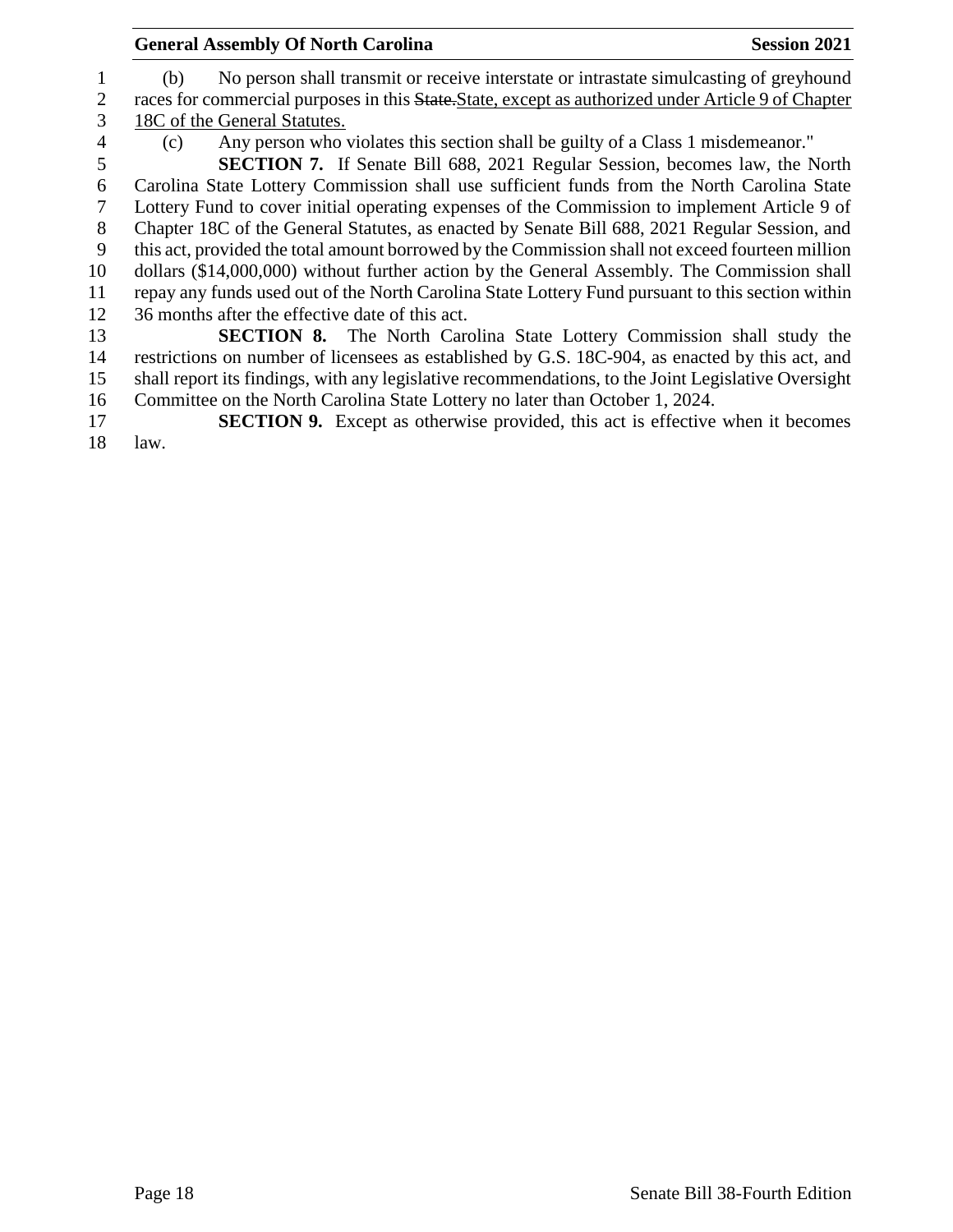(b) No person shall transmit or receive interstate or intrastate simulcasting of greyhound races for commercial purposes in this ~~State.~~State, except as authorized under Article 9 of Chapter 18C of the General Statutes.

(c) Any person who violates this section shall be guilty of a Class 1 misdemeanor."

**SECTION 7.** If Senate Bill 688, 2021 Regular Session, becomes law, the North Carolina State Lottery Commission shall use sufficient funds from the North Carolina State Lottery Fund to cover initial operating expenses of the Commission to implement Article 9 of Chapter 18C of the General Statutes, as enacted by Senate Bill 688, 2021 Regular Session, and this act, provided the total amount borrowed by the Commission shall not exceed fourteen million dollars ($14,000,000) without further action by the General Assembly. The Commission shall repay any funds used out of the North Carolina State Lottery Fund pursuant to this section within 36 months after the effective date of this act.

**SECTION 8.** The North Carolina State Lottery Commission shall study the restrictions on number of licensees as established by G.S. 18C-904, as enacted by this act, and shall report its findings, with any legislative recommendations, to the Joint Legislative Oversight Committee on the North Carolina State Lottery no later than October 1, 2024.

**SECTION 9.** Except as otherwise provided, this act is effective when it becomes law.